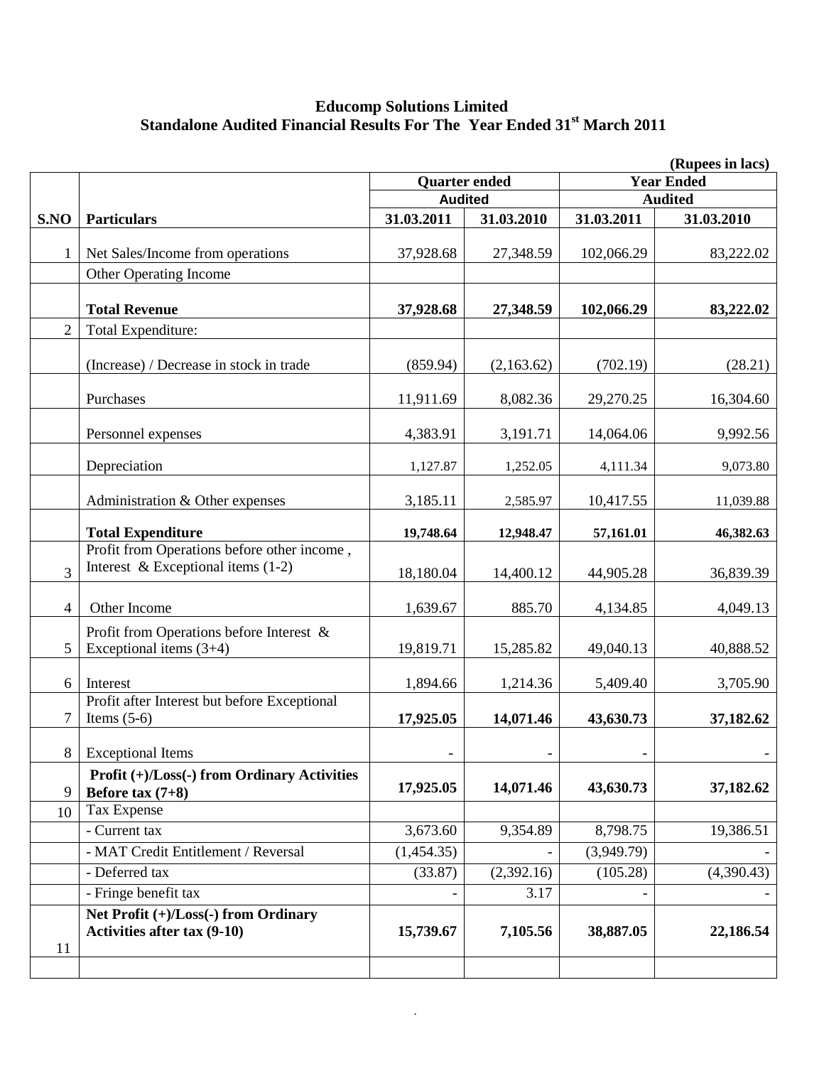**Educomp Solutions Limited**
**Standalone Audited Financial Results For The Year Ended 31st March 2011**

(Rupees in lacs)

| | | Quarter ended | | Year Ended | |
|---|---|---|---|---|---|
| | | Audited | | Audited | |
| **S.NO** | **Particulars** | **31.03.2011** | **31.03.2010** | **31.03.2011** | **31.03.2010** |
| 1 | Net Sales/Income from operations | 37,928.68 | 27,348.59 | 102,066.29 | 83,222.02 |
| | Other Operating Income | | | | |
| | **Total Revenue** | **37,928.68** | **27,348.59** | **102,066.29** | **83,222.02** |
| 2 | Total Expenditure: | | | | |
| | (Increase) / Decrease in stock in trade | (859.94) | (2,163.62) | (702.19) | (28.21) |
| | Purchases | 11,911.69 | 8,082.36 | 29,270.25 | 16,304.60 |
| | Personnel expenses | 4,383.91 | 3,191.71 | 14,064.06 | 9,992.56 |
| | Depreciation | 1,127.87 | 1,252.05 | 4,111.34 | 9,073.80 |
| | Administration & Other expenses | 3,185.11 | 2,585.97 | 10,417.55 | 11,039.88 |
| | **Total Expenditure** | **19,748.64** | **12,948.47** | **57,161.01** | **46,382.63** |
| 3 | Profit from Operations before other income , Interest & Exceptional items (1-2) | 18,180.04 | 14,400.12 | 44,905.28 | 36,839.39 |
| 4 | Other Income | 1,639.67 | 885.70 | 4,134.85 | 4,049.13 |
| 5 | Profit from Operations before Interest & Exceptional items (3+4) | 19,819.71 | 15,285.82 | 49,040.13 | 40,888.52 |
| 6 | Interest | 1,894.66 | 1,214.36 | 5,409.40 | 3,705.90 |
| 7 | Profit after Interest but before Exceptional Items (5-6) | **17,925.05** | **14,071.46** | **43,630.73** | **37,182.62** |
| 8 | Exceptional Items | - | - | - | - |
| 9 | **Profit (+)/Loss(-) from Ordinary Activities Before tax (7+8)** | **17,925.05** | **14,071.46** | **43,630.73** | **37,182.62** |
| 10 | Tax Expense | | | | |
| | - Current tax | 3,673.60 | 9,354.89 | 8,798.75 | 19,386.51 |
| | - MAT Credit Entitlement / Reversal | (1,454.35) | - | (3,949.79) | - |
| | - Deferred tax | (33.87) | (2,392.16) | (105.28) | (4,390.43) |
| | - Fringe benefit tax | - | 3.17 | - | - |
| 11 | **Net Profit (+)/Loss(-) from Ordinary Activities after tax (9-10)** | **15,739.67** | **7,105.56** | **38,887.05** | **22,186.54** |
| | | | | | |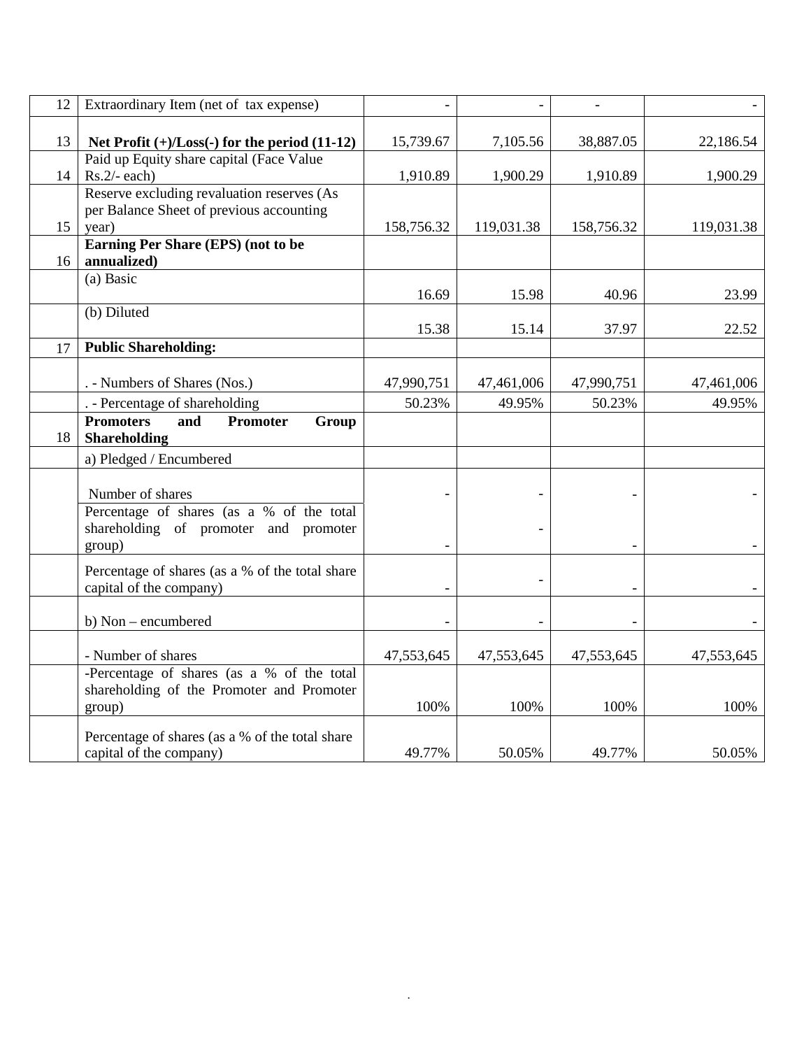| 12 | Extraordinary Item (net of tax expense) | - | - | - | - |
|---|---|---|---|---|---|
| 13 | **Net Profit (+)/Loss(-) for the period (11-12)** | 15,739.67 | 7,105.56 | 38,887.05 | 22,186.54 |
| 14 | Paid up Equity share capital (Face Value Rs.2/- each) | 1,910.89 | 1,900.29 | 1,910.89 | 1,900.29 |
| 15 | Reserve excluding revaluation reserves (As per Balance Sheet of previous accounting year) | 158,756.32 | 119,031.38 | 158,756.32 | 119,031.38 |
| 16 | **Earning Per Share (EPS) (not to be annualized)** | | | | |
| | (a) Basic | 16.69 | 15.98 | 40.96 | 23.99 |
| | (b) Diluted | 15.38 | 15.14 | 37.97 | 22.52 |
| 17 | **Public Shareholding:** | | | | |
| | . - Numbers of Shares (Nos.) | 47,990,751 | 47,461,006 | 47,990,751 | 47,461,006 |
| | . - Percentage of shareholding | 50.23% | 49.95% | 50.23% | 49.95% |
| 18 | **Promoters and Promoter Group Shareholding** | | | | |
| | a) Pledged / Encumbered | | | | |
| | Number of shares | - | - | - | - |
| | Percentage of shares (as a % of the total shareholding of promoter and promoter group) | - | - | - | - |
| | Percentage of shares (as a % of the total share capital of the company) | - | - | - | - |
| | b) Non – encumbered | - | - | - | - |
| | - Number of shares | 47,553,645 | 47,553,645 | 47,553,645 | 47,553,645 |
| | -Percentage of shares (as a % of the total shareholding of the Promoter and Promoter group) | 100% | 100% | 100% | 100% |
| | Percentage of shares (as a % of the total share capital of the company) | 49.77% | 50.05% | 49.77% | 50.05% |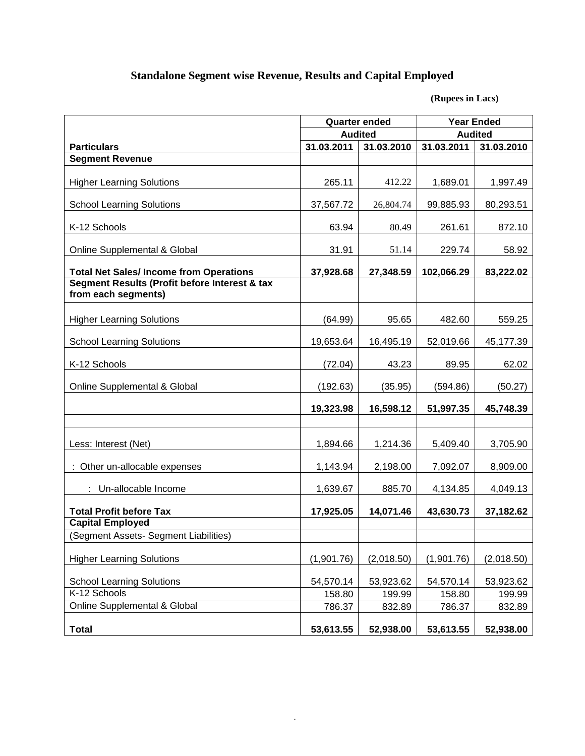# Standalone Segment wise Revenue, Results and Capital Employed

**(Rupees in Lacs)**

| | Quarter ended | | Year Ended | |
|---|---|---|---|---|
| | Audited | | Audited | |
| **Particulars** | **31.03.2011** | **31.03.2010** | **31.03.2011** | **31.03.2010** |
| **Segment Revenue** | | | | |
| Higher Learning Solutions | 265.11 | 412.22 | 1,689.01 | 1,997.49 |
| School Learning Solutions | 37,567.72 | 26,804.74 | 99,885.93 | 80,293.51 |
| K-12 Schools | 63.94 | 80.49 | 261.61 | 872.10 |
| Online Supplemental & Global | 31.91 | 51.14 | 229.74 | 58.92 |
| **Total Net Sales/ Income from Operations** | **37,928.68** | **27,348.59** | **102,066.29** | **83,222.02** |
| **Segment Results (Profit before Interest & tax from each segments)** | | | | |
| Higher Learning Solutions | (64.99) | 95.65 | 482.60 | 559.25 |
| School Learning Solutions | 19,653.64 | 16,495.19 | 52,019.66 | 45,177.39 |
| K-12 Schools | (72.04) | 43.23 | 89.95 | 62.02 |
| Online Supplemental & Global | (192.63) | (35.95) | (594.86) | (50.27) |
| | **19,323.98** | **16,598.12** | **51,997.35** | **45,748.39** |
| | | | | |
| Less: Interest (Net) | 1,894.66 | 1,214.36 | 5,409.40 | 3,705.90 |
| : Other un-allocable expenses | 1,143.94 | 2,198.00 | 7,092.07 | 8,909.00 |
| : Un-allocable Income | 1,639.67 | 885.70 | 4,134.85 | 4,049.13 |
| **Total Profit before Tax** | **17,925.05** | **14,071.46** | **43,630.73** | **37,182.62** |
| **Capital Employed** | | | | |
| (Segment Assets- Segment Liabilities) | | | | |
| Higher Learning Solutions | (1,901.76) | (2,018.50) | (1,901.76) | (2,018.50) |
| School Learning Solutions | 54,570.14 | 53,923.62 | 54,570.14 | 53,923.62 |
| K-12 Schools | 158.80 | 199.99 | 158.80 | 199.99 |
| Online Supplemental & Global | 786.37 | 832.89 | 786.37 | 832.89 |
| **Total** | **53,613.55** | **52,938.00** | **53,613.55** | **52,938.00** |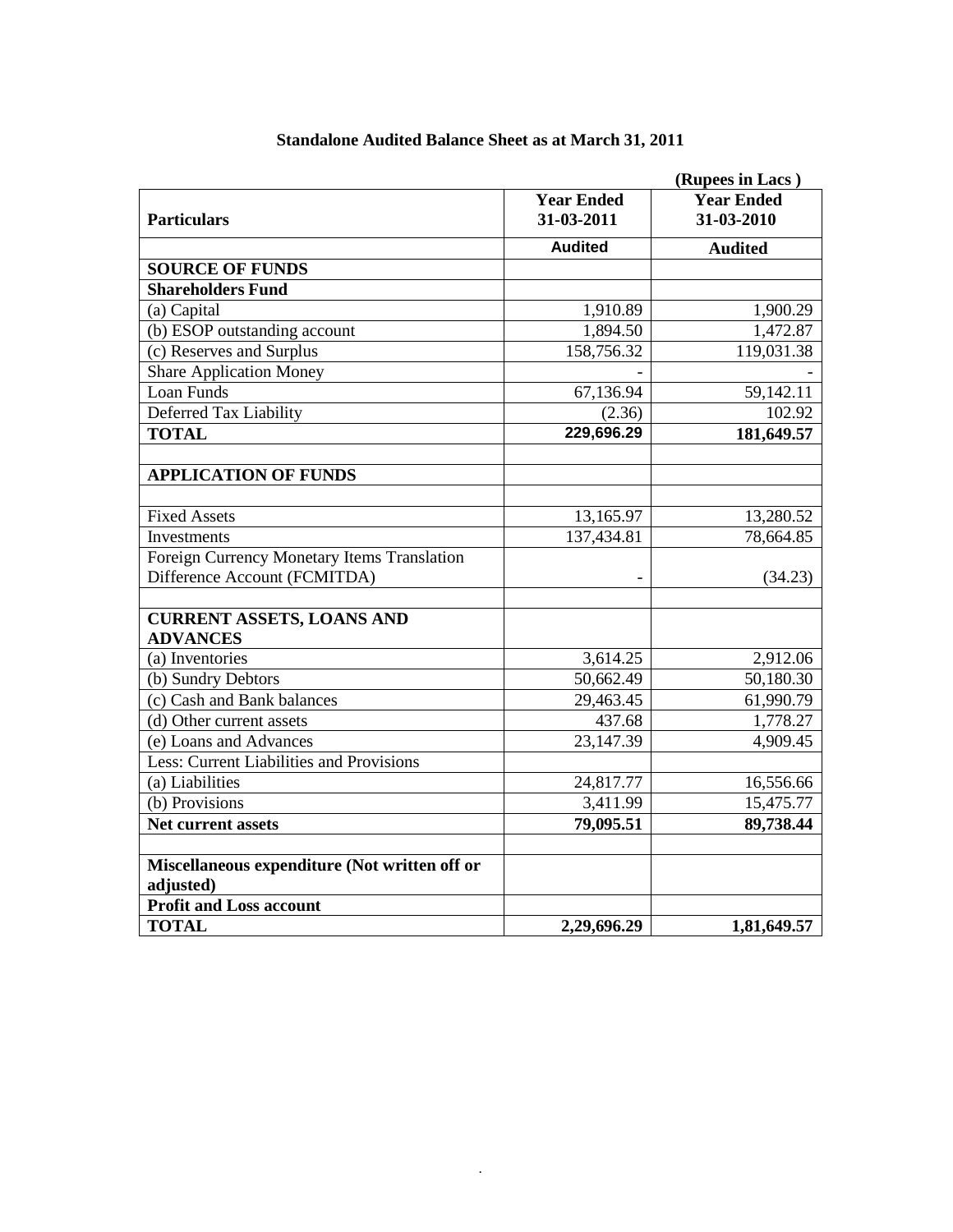# Standalone Audited Balance Sheet as at March 31, 2011

(Rupees in Lacs )

| Particulars | Year Ended 31-03-2011 | Year Ended 31-03-2010 |
|---|---|---|
| | **Audited** | **Audited** |
| **SOURCE OF FUNDS** | | |
| **Shareholders Fund** | | |
| (a) Capital | 1,910.89 | 1,900.29 |
| (b) ESOP outstanding account | 1,894.50 | 1,472.87 |
| (c) Reserves and Surplus | 158,756.32 | 119,031.38 |
| Share Application Money | - | - |
| Loan Funds | 67,136.94 | 59,142.11 |
| Deferred Tax Liability | (2.36) | 102.92 |
| **TOTAL** | **229,696.29** | **181,649.57** |
| | | |
| **APPLICATION OF FUNDS** | | |
| | | |
| Fixed Assets | 13,165.97 | 13,280.52 |
| Investments | 137,434.81 | 78,664.85 |
| Foreign Currency Monetary Items Translation Difference Account (FCMITDA) | - | (34.23) |
| | | |
| **CURRENT ASSETS, LOANS AND ADVANCES** | | |
| (a) Inventories | 3,614.25 | 2,912.06 |
| (b) Sundry Debtors | 50,662.49 | 50,180.30 |
| (c) Cash and Bank balances | 29,463.45 | 61,990.79 |
| (d) Other current assets | 437.68 | 1,778.27 |
| (e) Loans and Advances | 23,147.39 | 4,909.45 |
| Less: Current Liabilities and Provisions | | |
| (a) Liabilities | 24,817.77 | 16,556.66 |
| (b) Provisions | 3,411.99 | 15,475.77 |
| **Net current assets** | **79,095.51** | **89,738.44** |
| | | |
| **Miscellaneous expenditure (Not written off or adjusted)** | | |
| **Profit and Loss account** | | |
| **TOTAL** | **2,29,696.29** | **1,81,649.57** |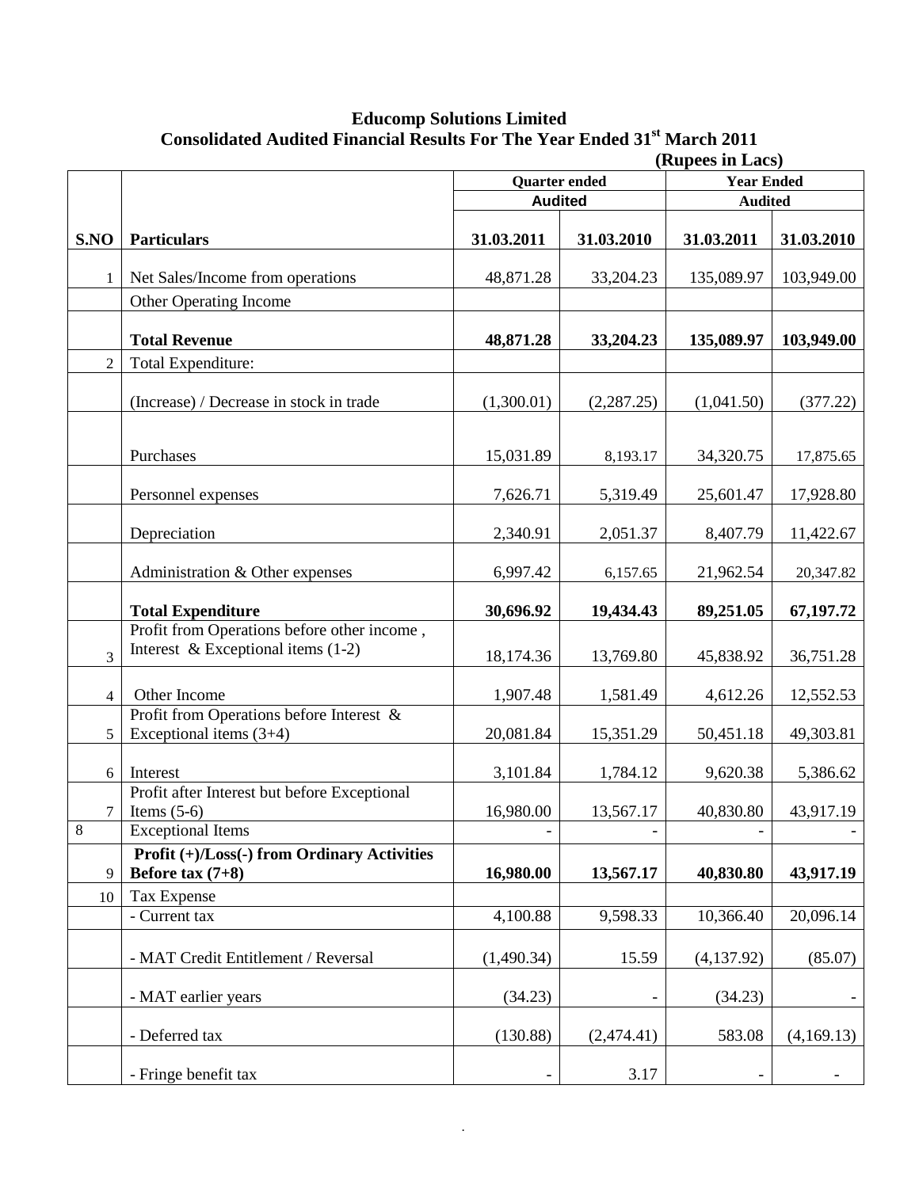## Educomp Solutions Limited

## Consolidated Audited Financial Results For The Year Ended 31st March 2011

(Rupees in Lacs)

| | | Quarter ended | | Year Ended | |
|---|---|---|---|---|---|
| | | Audited | | Audited | |
| **S.NO** | **Particulars** | **31.03.2011** | **31.03.2010** | **31.03.2011** | **31.03.2010** |
| 1 | Net Sales/Income from operations | 48,871.28 | 33,204.23 | 135,089.97 | 103,949.00 |
| | Other Operating Income | | | | |
| | **Total Revenue** | **48,871.28** | **33,204.23** | **135,089.97** | **103,949.00** |
| 2 | Total Expenditure: | | | | |
| | (Increase) / Decrease in stock in trade | (1,300.01) | (2,287.25) | (1,041.50) | (377.22) |
| | Purchases | 15,031.89 | 8,193.17 | 34,320.75 | 17,875.65 |
| | Personnel expenses | 7,626.71 | 5,319.49 | 25,601.47 | 17,928.80 |
| | Depreciation | 2,340.91 | 2,051.37 | 8,407.79 | 11,422.67 |
| | Administration & Other expenses | 6,997.42 | 6,157.65 | 21,962.54 | 20,347.82 |
| | **Total Expenditure** | **30,696.92** | **19,434.43** | **89,251.05** | **67,197.72** |
| 3 | Profit from Operations before other income , Interest & Exceptional items (1-2) | 18,174.36 | 13,769.80 | 45,838.92 | 36,751.28 |
| 4 | Other Income | 1,907.48 | 1,581.49 | 4,612.26 | 12,552.53 |
| 5 | Profit from Operations before Interest & Exceptional items (3+4) | 20,081.84 | 15,351.29 | 50,451.18 | 49,303.81 |
| 6 | Interest | 3,101.84 | 1,784.12 | 9,620.38 | 5,386.62 |
| 7 | Profit after Interest but before Exceptional Items (5-6) | 16,980.00 | 13,567.17 | 40,830.80 | 43,917.19 |
| 8 | Exceptional Items | - | - | - | - |
| 9 | **Profit (+)/Loss(-) from Ordinary Activities Before tax (7+8)** | **16,980.00** | **13,567.17** | **40,830.80** | **43,917.19** |
| 10 | Tax Expense | | | | |
| | - Current tax | 4,100.88 | 9,598.33 | 10,366.40 | 20,096.14 |
| | - MAT Credit Entitlement / Reversal | (1,490.34) | 15.59 | (4,137.92) | (85.07) |
| | - MAT earlier years | (34.23) | - | (34.23) | - |
| | - Deferred tax | (130.88) | (2,474.41) | 583.08 | (4,169.13) |
| | - Fringe benefit tax | - | 3.17 | - | - |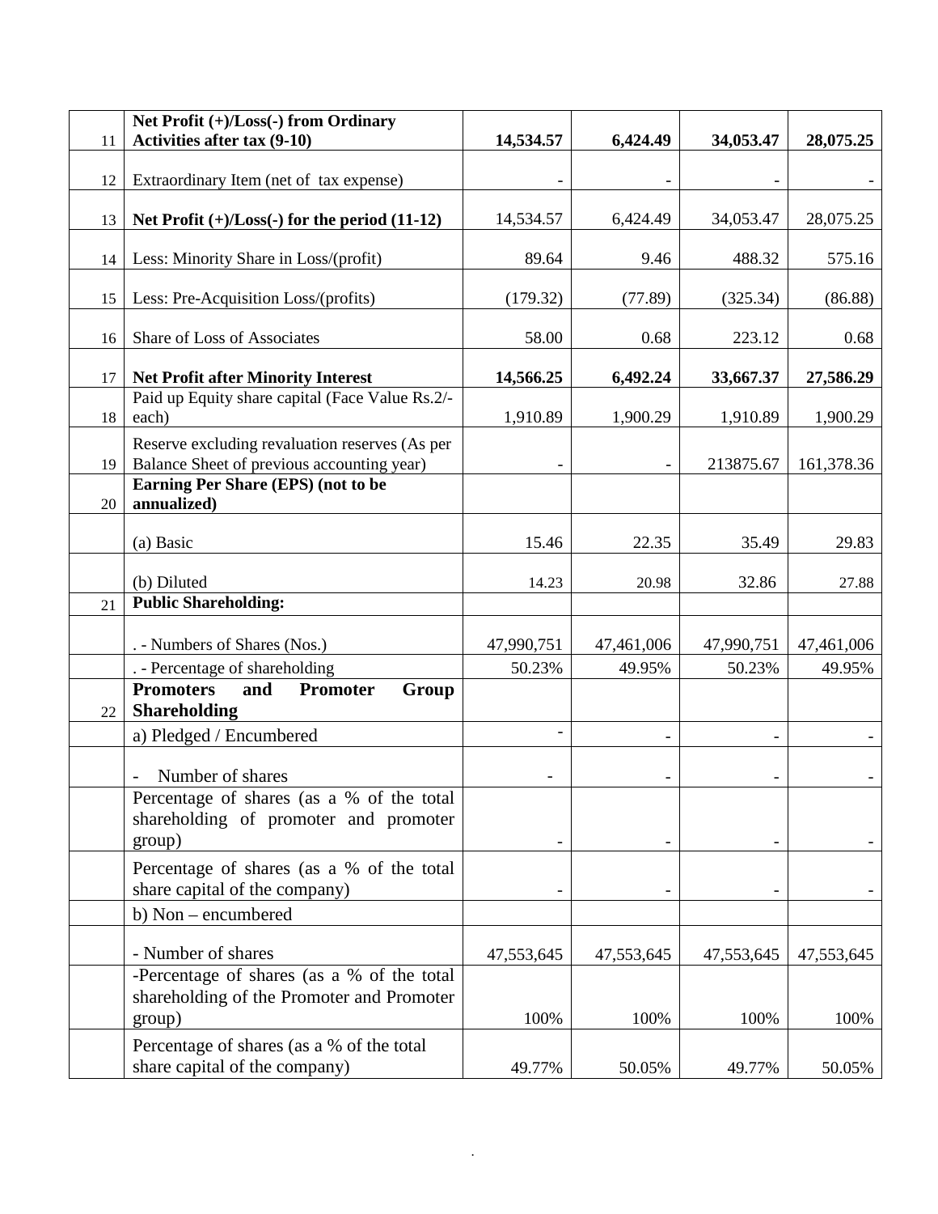| 11 | **Net Profit (+)/Loss(-) from Ordinary Activities after tax (9-10)** | **14,534.57** | **6,424.49** | **34,053.47** | **28,075.25** |
|---|---|---|---|---|---|
| 12 | Extraordinary Item (net of tax expense) | - | - | - | - |
| 13 | **Net Profit (+)/Loss(-) for the period (11-12)** | 14,534.57 | 6,424.49 | 34,053.47 | 28,075.25 |
| 14 | Less: Minority Share in Loss/(profit) | 89.64 | 9.46 | 488.32 | 575.16 |
| 15 | Less: Pre-Acquisition Loss/(profits) | (179.32) | (77.89) | (325.34) | (86.88) |
| 16 | Share of Loss of Associates | 58.00 | 0.68 | 223.12 | 0.68 |
| 17 | **Net Profit after Minority Interest** | **14,566.25** | **6,492.24** | **33,667.37** | **27,586.29** |
| 18 | Paid up Equity share capital (Face Value Rs.2/- each) | 1,910.89 | 1,900.29 | 1,910.89 | 1,900.29 |
| 19 | Reserve excluding revaluation reserves (As per Balance Sheet of previous accounting year) | - | - | 213875.67 | 161,378.36 |
| 20 | **Earning Per Share (EPS) (not to be annualized)** | | | | |
| | (a) Basic | 15.46 | 22.35 | 35.49 | 29.83 |
| | (b) Diluted | 14.23 | 20.98 | 32.86 | 27.88 |
| 21 | **Public Shareholding:** | | | | |
| | . - Numbers of Shares (Nos.) | 47,990,751 | 47,461,006 | 47,990,751 | 47,461,006 |
| | . - Percentage of shareholding | 50.23% | 49.95% | 50.23% | 49.95% |
| 22 | **Promoters and Promoter Group Shareholding** | | | | |
| | a) Pledged / Encumbered | - | - | - | - |
| | - Number of shares | - | - | - | - |
| | Percentage of shares (as a % of the total shareholding of promoter and promoter group) | - | - | - | - |
| | Percentage of shares (as a % of the total share capital of the company) | - | - | - | - |
| | b) Non – encumbered | | | | |
| | - Number of shares | 47,553,645 | 47,553,645 | 47,553,645 | 47,553,645 |
| | -Percentage of shares (as a % of the total shareholding of the Promoter and Promoter group) | 100% | 100% | 100% | 100% |
| | Percentage of shares (as a % of the total share capital of the company) | 49.77% | 50.05% | 49.77% | 50.05% |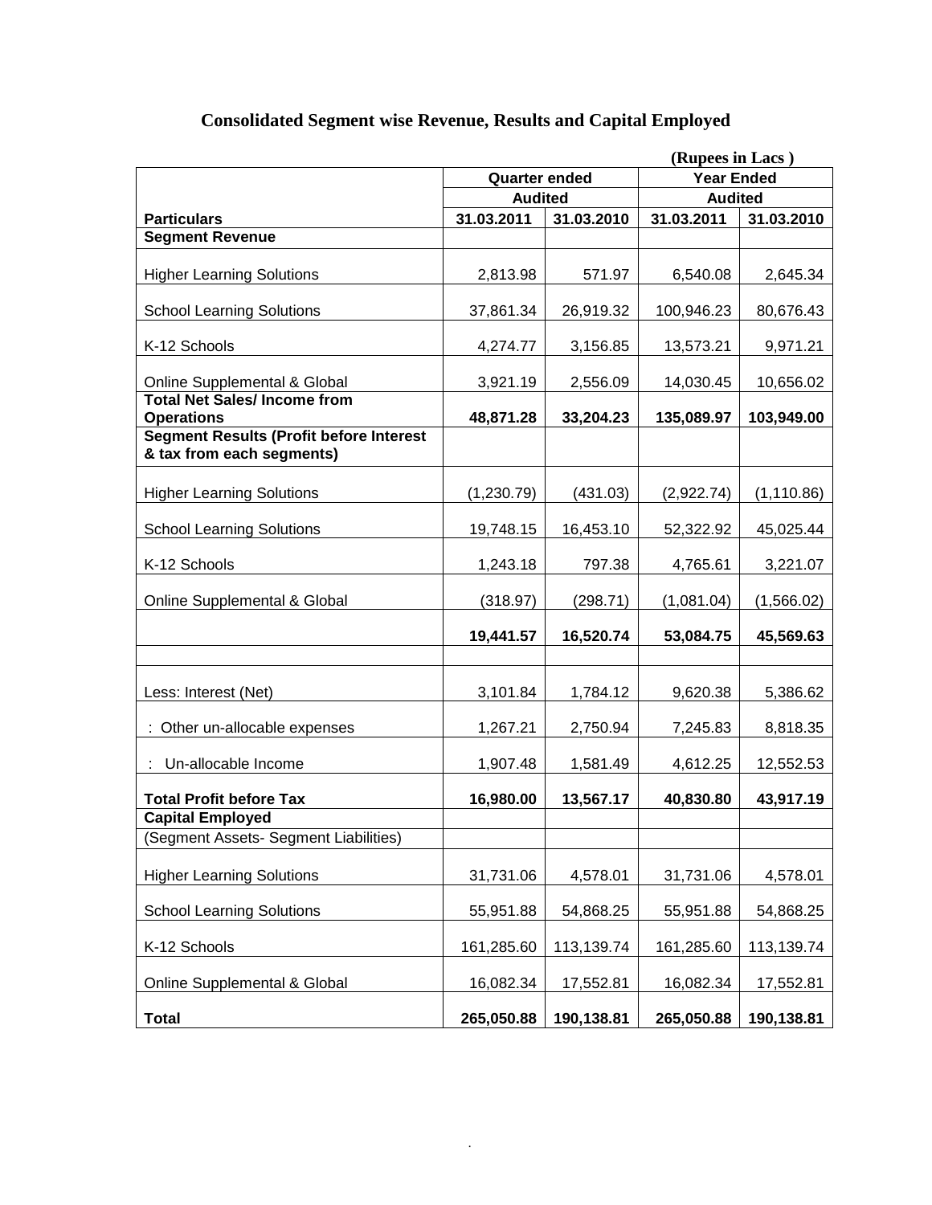## Consolidated Segment wise Revenue, Results and Capital Employed

**(Rupees in Lacs )**

| | Quarter ended | | Year Ended | |
|---|---|---|---|---|
| | Audited | | Audited | |
| **Particulars** | **31.03.2011** | **31.03.2010** | **31.03.2011** | **31.03.2010** |
| **Segment Revenue** | | | | |
| Higher Learning Solutions | 2,813.98 | 571.97 | 6,540.08 | 2,645.34 |
| School Learning Solutions | 37,861.34 | 26,919.32 | 100,946.23 | 80,676.43 |
| K-12 Schools | 4,274.77 | 3,156.85 | 13,573.21 | 9,971.21 |
| Online Supplemental & Global | 3,921.19 | 2,556.09 | 14,030.45 | 10,656.02 |
| **Total Net Sales/ Income from Operations** | **48,871.28** | **33,204.23** | **135,089.97** | **103,949.00** |
| **Segment Results (Profit before Interest & tax from each segments)** | | | | |
| Higher Learning Solutions | (1,230.79) | (431.03) | (2,922.74) | (1,110.86) |
| School Learning Solutions | 19,748.15 | 16,453.10 | 52,322.92 | 45,025.44 |
| K-12 Schools | 1,243.18 | 797.38 | 4,765.61 | 3,221.07 |
| Online Supplemental & Global | (318.97) | (298.71) | (1,081.04) | (1,566.02) |
| | **19,441.57** | **16,520.74** | **53,084.75** | **45,569.63** |
| | | | | |
| Less: Interest (Net) | 3,101.84 | 1,784.12 | 9,620.38 | 5,386.62 |
| : Other un-allocable expenses | 1,267.21 | 2,750.94 | 7,245.83 | 8,818.35 |
| : Un-allocable Income | 1,907.48 | 1,581.49 | 4,612.25 | 12,552.53 |
| **Total Profit before Tax** | **16,980.00** | **13,567.17** | **40,830.80** | **43,917.19** |
| **Capital Employed** | | | | |
| (Segment Assets- Segment Liabilities) | | | | |
| Higher Learning Solutions | 31,731.06 | 4,578.01 | 31,731.06 | 4,578.01 |
| School Learning Solutions | 55,951.88 | 54,868.25 | 55,951.88 | 54,868.25 |
| K-12 Schools | 161,285.60 | 113,139.74 | 161,285.60 | 113,139.74 |
| Online Supplemental & Global | 16,082.34 | 17,552.81 | 16,082.34 | 17,552.81 |
| **Total** | **265,050.88** | **190,138.81** | **265,050.88** | **190,138.81** |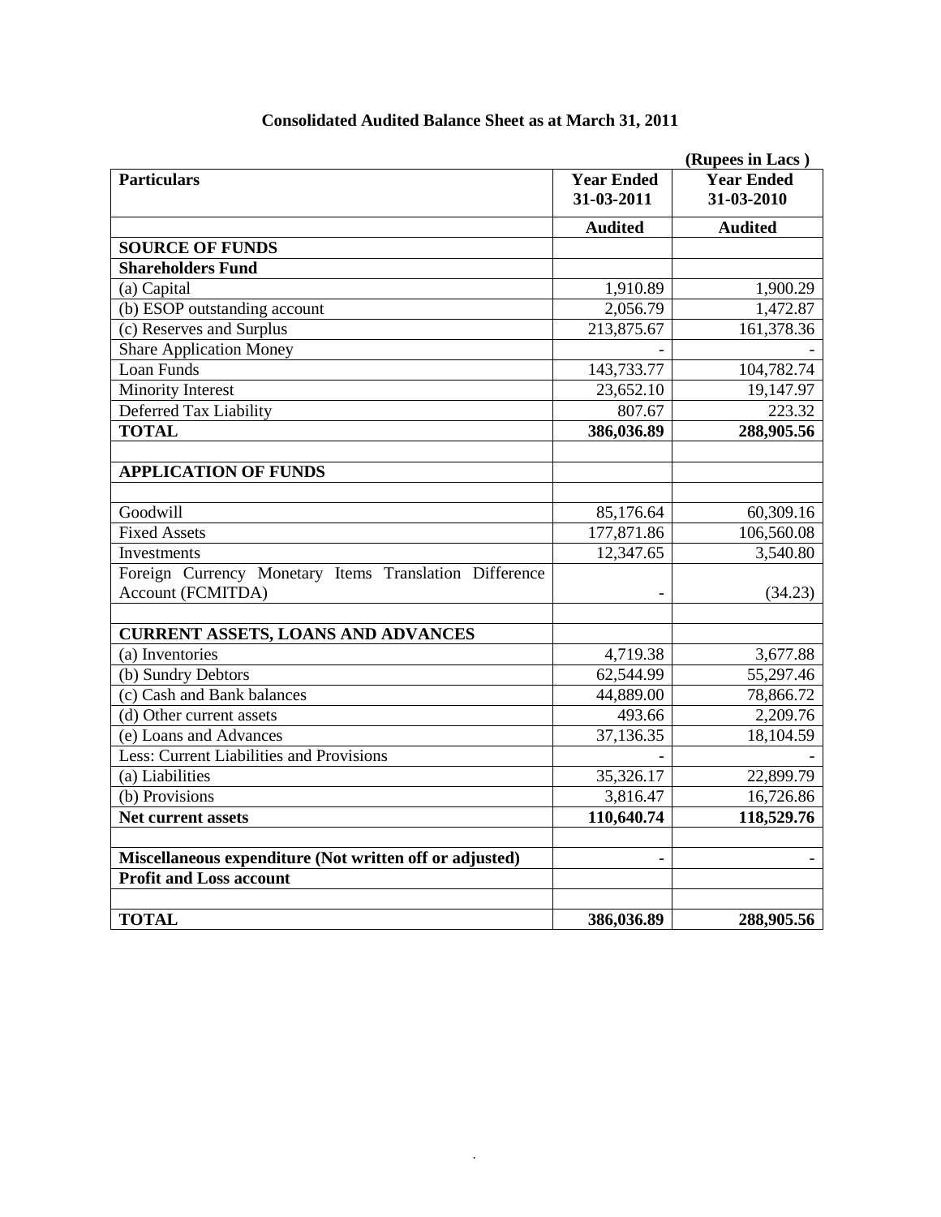# Consolidated Audited Balance Sheet as at March 31, 2011

(Rupees in Lacs )

| Particulars | Year Ended 31-03-2011 | Year Ended 31-03-2010 |
|---|---|---|
| | **Audited** | **Audited** |
| **SOURCE OF FUNDS** | | |
| **Shareholders Fund** | | |
| (a) Capital | 1,910.89 | 1,900.29 |
| (b) ESOP outstanding account | 2,056.79 | 1,472.87 |
| (c) Reserves and Surplus | 213,875.67 | 161,378.36 |
| Share Application Money | - | - |
| Loan Funds | 143,733.77 | 104,782.74 |
| Minority Interest | 23,652.10 | 19,147.97 |
| Deferred Tax Liability | 807.67 | 223.32 |
| **TOTAL** | **386,036.89** | **288,905.56** |
| | | |
| **APPLICATION OF FUNDS** | | |
| | | |
| Goodwill | 85,176.64 | 60,309.16 |
| Fixed Assets | 177,871.86 | 106,560.08 |
| Investments | 12,347.65 | 3,540.80 |
| Foreign Currency Monetary Items Translation Difference Account (FCMITDA) | - | (34.23) |
| | | |
| **CURRENT ASSETS, LOANS AND ADVANCES** | | |
| (a) Inventories | 4,719.38 | 3,677.88 |
| (b) Sundry Debtors | 62,544.99 | 55,297.46 |
| (c) Cash and Bank balances | 44,889.00 | 78,866.72 |
| (d) Other current assets | 493.66 | 2,209.76 |
| (e) Loans and Advances | 37,136.35 | 18,104.59 |
| Less: Current Liabilities and Provisions | - | - |
| (a) Liabilities | 35,326.17 | 22,899.79 |
| (b) Provisions | 3,816.47 | 16,726.86 |
| **Net current assets** | **110,640.74** | **118,529.76** |
| | | |
| **Miscellaneous expenditure (Not written off or adjusted)** | - | - |
| **Profit and Loss account** | | |
| | | |
| **TOTAL** | **386,036.89** | **288,905.56** |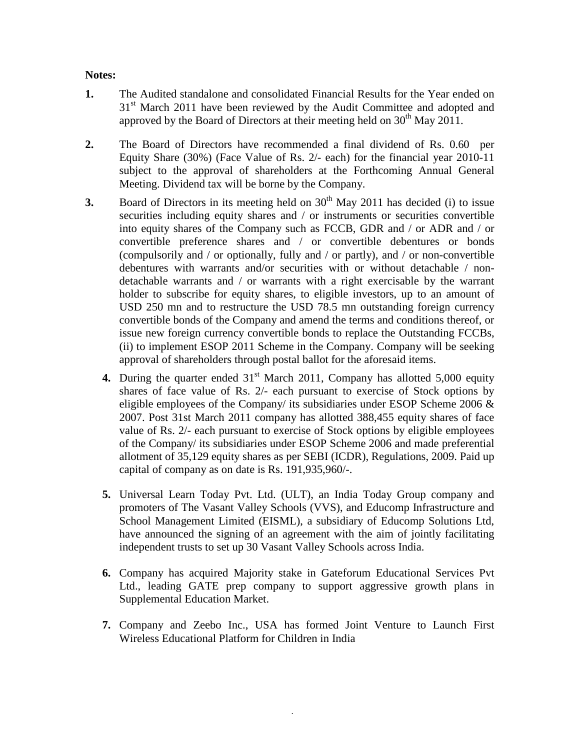**Notes:**

1. The Audited standalone and consolidated Financial Results for the Year ended on 31st March 2011 have been reviewed by the Audit Committee and adopted and approved by the Board of Directors at their meeting held on 30th May 2011.

2. The Board of Directors have recommended a final dividend of Rs. 0.60 per Equity Share (30%) (Face Value of Rs. 2/- each) for the financial year 2010-11 subject to the approval of shareholders at the Forthcoming Annual General Meeting. Dividend tax will be borne by the Company.

3. Board of Directors in its meeting held on 30th May 2011 has decided (i) to issue securities including equity shares and / or instruments or securities convertible into equity shares of the Company such as FCCB, GDR and / or ADR and / or convertible preference shares and / or convertible debentures or bonds (compulsorily and / or optionally, fully and / or partly), and / or non-convertible debentures with warrants and/or securities with or without detachable / non-detachable warrants and / or warrants with a right exercisable by the warrant holder to subscribe for equity shares, to eligible investors, up to an amount of USD 250 mn and to restructure the USD 78.5 mn outstanding foreign currency convertible bonds of the Company and amend the terms and conditions thereof, or issue new foreign currency convertible bonds to replace the Outstanding FCCBs, (ii) to implement ESOP 2011 Scheme in the Company. Company will be seeking approval of shareholders through postal ballot for the aforesaid items.

4. During the quarter ended 31st March 2011, Company has allotted 5,000 equity shares of face value of Rs. 2/- each pursuant to exercise of Stock options by eligible employees of the Company/ its subsidiaries under ESOP Scheme 2006 & 2007. Post 31st March 2011 company has allotted 388,455 equity shares of face value of Rs. 2/- each pursuant to exercise of Stock options by eligible employees of the Company/ its subsidiaries under ESOP Scheme 2006 and made preferential allotment of 35,129 equity shares as per SEBI (ICDR), Regulations, 2009. Paid up capital of company as on date is Rs. 191,935,960/-.

5. Universal Learn Today Pvt. Ltd. (ULT), an India Today Group company and promoters of The Vasant Valley Schools (VVS), and Educomp Infrastructure and School Management Limited (EISML), a subsidiary of Educomp Solutions Ltd, have announced the signing of an agreement with the aim of jointly facilitating independent trusts to set up 30 Vasant Valley Schools across India.

6. Company has acquired Majority stake in Gateforum Educational Services Pvt Ltd., leading GATE prep company to support aggressive growth plans in Supplemental Education Market.

7. Company and Zeebo Inc., USA has formed Joint Venture to Launch First Wireless Educational Platform for Children in India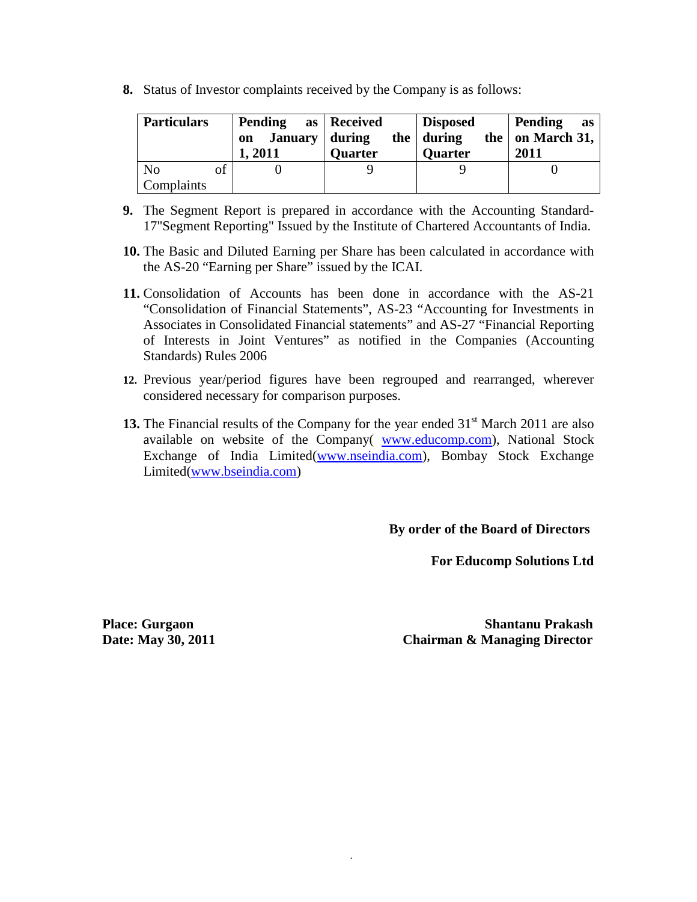8. Status of Investor complaints received by the Company is as follows:

| Particulars | Pending as on January 1, 2011 | Received during the Quarter | Disposed during the Quarter | Pending as on March 31, 2011 |
|---|---|---|---|---|
| No of Complaints | 0 | 9 | 9 | 0 |

9. The Segment Report is prepared in accordance with the Accounting Standard-17"Segment Reporting" Issued by the Institute of Chartered Accountants of India.

10. The Basic and Diluted Earning per Share has been calculated in accordance with the AS-20 “Earning per Share” issued by the ICAI.

11. Consolidation of Accounts has been done in accordance with the AS-21 “Consolidation of Financial Statements”, AS-23 “Accounting for Investments in Associates in Consolidated Financial statements” and AS-27 “Financial Reporting of Interests in Joint Ventures” as notified in the Companies (Accounting Standards) Rules 2006

12. Previous year/period figures have been regrouped and rearranged, wherever considered necessary for comparison purposes.

13. The Financial results of the Company for the year ended 31st March 2011 are also available on website of the Company( www.educomp.com), National Stock Exchange of India Limited(www.nseindia.com), Bombay Stock Exchange Limited(www.bseindia.com)

**By order of the Board of Directors**

**For Educomp Solutions Ltd**

**Place: Gurgaon**
**Date: May 30, 2011**

**Shantanu Prakash**
**Chairman & Managing Director**